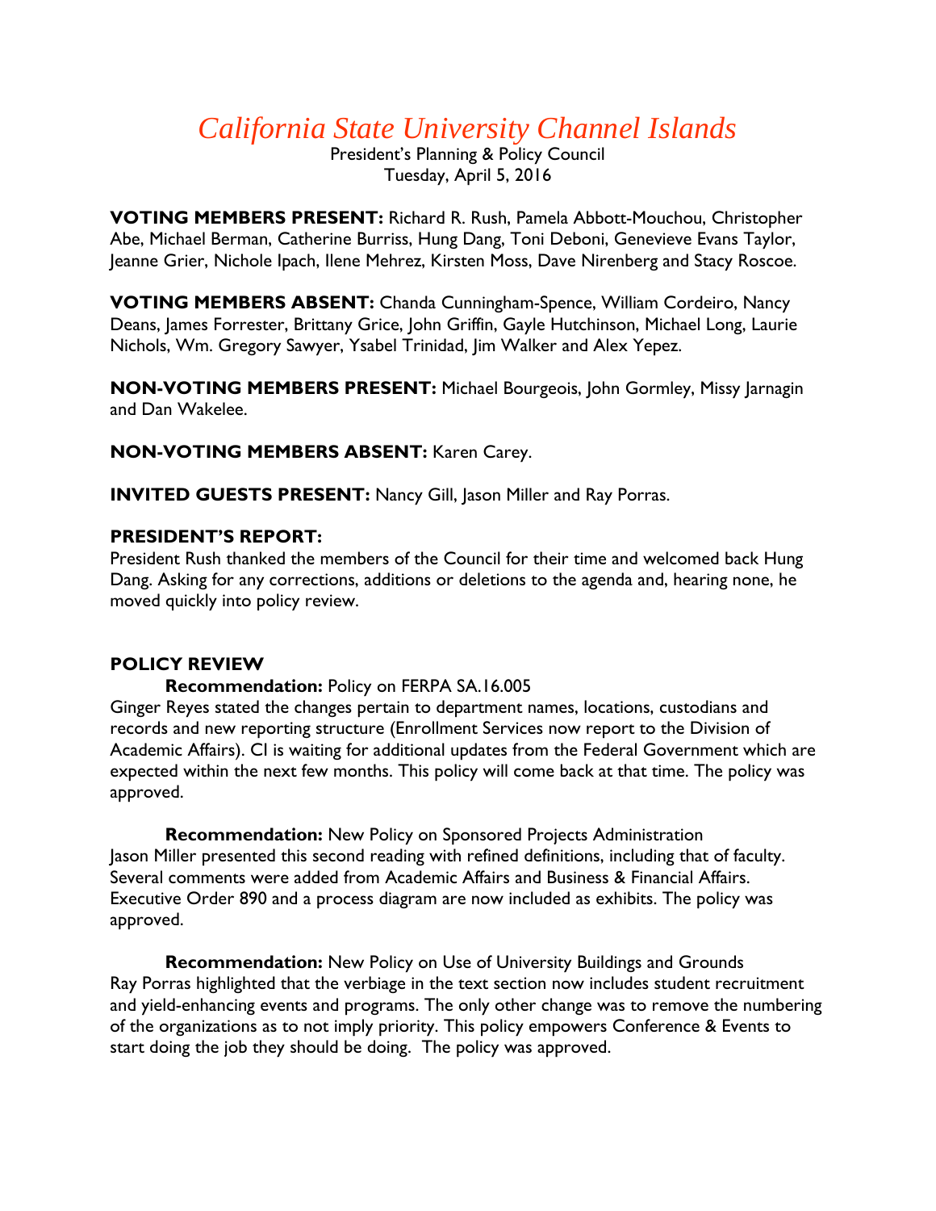# *California State University Channel Islands*

President's Planning & Policy Council
Tuesday, April 5, 2016

**VOTING MEMBERS PRESENT:** Richard R. Rush, Pamela Abbott-Mouchou, Christopher Abe, Michael Berman, Catherine Burriss, Hung Dang, Toni Deboni, Genevieve Evans Taylor, Jeanne Grier, Nichole Ipach, Ilene Mehrez, Kirsten Moss, Dave Nirenberg and Stacy Roscoe.

**VOTING MEMBERS ABSENT:** Chanda Cunningham-Spence, William Cordeiro, Nancy Deans, James Forrester, Brittany Grice, John Griffin, Gayle Hutchinson, Michael Long, Laurie Nichols, Wm. Gregory Sawyer, Ysabel Trinidad, Jim Walker and Alex Yepez.

**NON-VOTING MEMBERS PRESENT:** Michael Bourgeois, John Gormley, Missy Jarnagin and Dan Wakelee.

**NON-VOTING MEMBERS ABSENT:** Karen Carey.

**INVITED GUESTS PRESENT:** Nancy Gill, Jason Miller and Ray Porras.

## PRESIDENT'S REPORT:

President Rush thanked the members of the Council for their time and welcomed back Hung Dang. Asking for any corrections, additions or deletions to the agenda and, hearing none, he moved quickly into policy review.

## POLICY REVIEW

**Recommendation:** Policy on FERPA SA.16.005

Ginger Reyes stated the changes pertain to department names, locations, custodians and records and new reporting structure (Enrollment Services now report to the Division of Academic Affairs). CI is waiting for additional updates from the Federal Government which are expected within the next few months. This policy will come back at that time. The policy was approved.

**Recommendation:** New Policy on Sponsored Projects Administration

Jason Miller presented this second reading with refined definitions, including that of faculty. Several comments were added from Academic Affairs and Business & Financial Affairs. Executive Order 890 and a process diagram are now included as exhibits. The policy was approved.

**Recommendation:** New Policy on Use of University Buildings and Grounds

Ray Porras highlighted that the verbiage in the text section now includes student recruitment and yield-enhancing events and programs. The only other change was to remove the numbering of the organizations as to not imply priority. This policy empowers Conference & Events to start doing the job they should be doing. The policy was approved.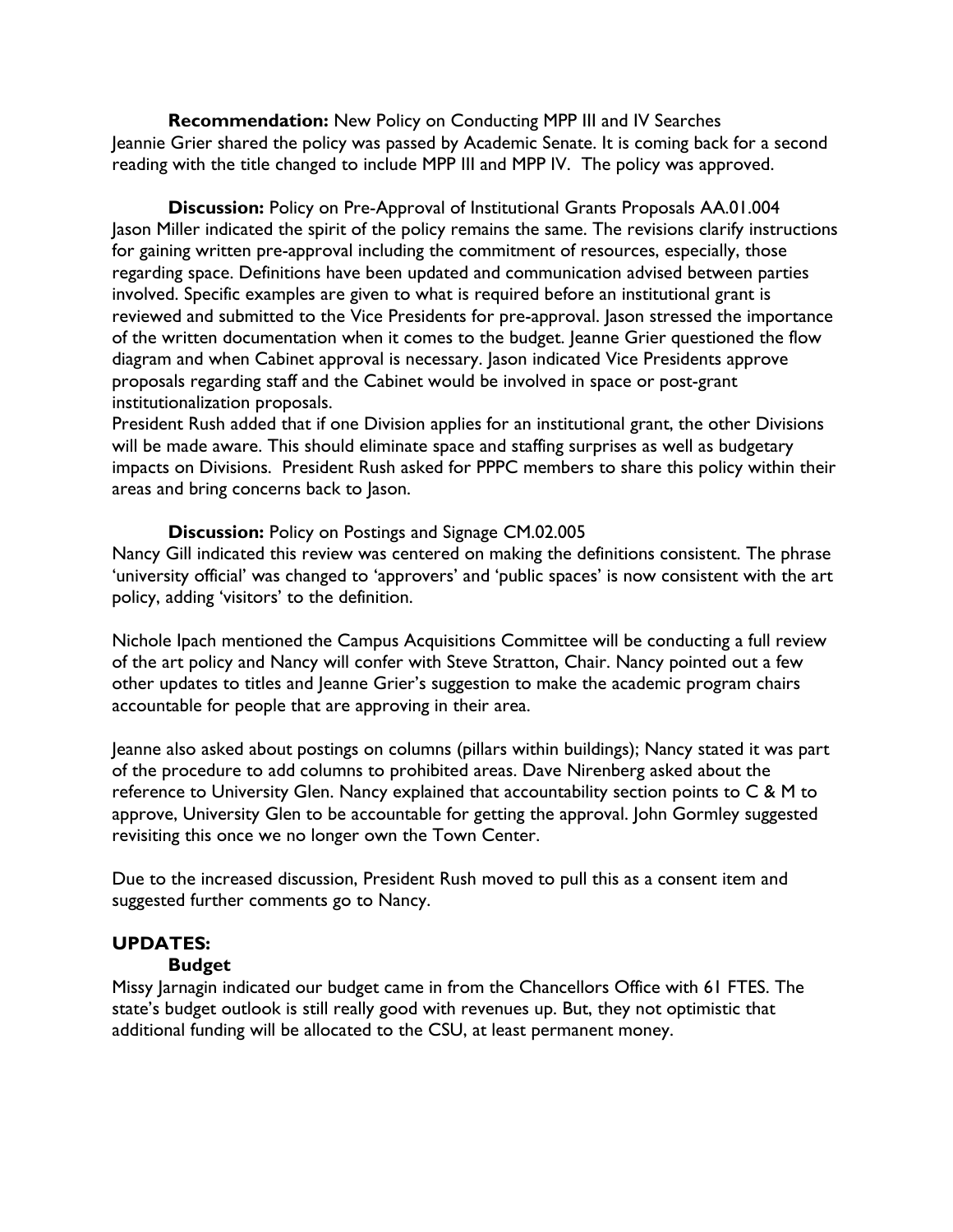**Recommendation:** New Policy on Conducting MPP III and IV Searches
Jeannie Grier shared the policy was passed by Academic Senate. It is coming back for a second reading with the title changed to include MPP III and MPP IV. The policy was approved.

**Discussion:** Policy on Pre-Approval of Institutional Grants Proposals AA.01.004
Jason Miller indicated the spirit of the policy remains the same. The revisions clarify instructions for gaining written pre-approval including the commitment of resources, especially, those regarding space. Definitions have been updated and communication advised between parties involved. Specific examples are given to what is required before an institutional grant is reviewed and submitted to the Vice Presidents for pre-approval. Jason stressed the importance of the written documentation when it comes to the budget. Jeanne Grier questioned the flow diagram and when Cabinet approval is necessary. Jason indicated Vice Presidents approve proposals regarding staff and the Cabinet would be involved in space or post-grant institutionalization proposals.
President Rush added that if one Division applies for an institutional grant, the other Divisions will be made aware. This should eliminate space and staffing surprises as well as budgetary impacts on Divisions. President Rush asked for PPPC members to share this policy within their areas and bring concerns back to Jason.

**Discussion:** Policy on Postings and Signage CM.02.005
Nancy Gill indicated this review was centered on making the definitions consistent. The phrase 'university official' was changed to 'approvers' and 'public spaces' is now consistent with the art policy, adding 'visitors' to the definition.

Nichole Ipach mentioned the Campus Acquisitions Committee will be conducting a full review of the art policy and Nancy will confer with Steve Stratton, Chair. Nancy pointed out a few other updates to titles and Jeanne Grier's suggestion to make the academic program chairs accountable for people that are approving in their area.

Jeanne also asked about postings on columns (pillars within buildings); Nancy stated it was part of the procedure to add columns to prohibited areas. Dave Nirenberg asked about the reference to University Glen. Nancy explained that accountability section points to C & M to approve, University Glen to be accountable for getting the approval. John Gormley suggested revisiting this once we no longer own the Town Center.

Due to the increased discussion, President Rush moved to pull this as a consent item and suggested further comments go to Nancy.

## UPDATES:

**Budget**

Missy Jarnagin indicated our budget came in from the Chancellors Office with 61 FTES. The state's budget outlook is still really good with revenues up. But, they not optimistic that additional funding will be allocated to the CSU, at least permanent money.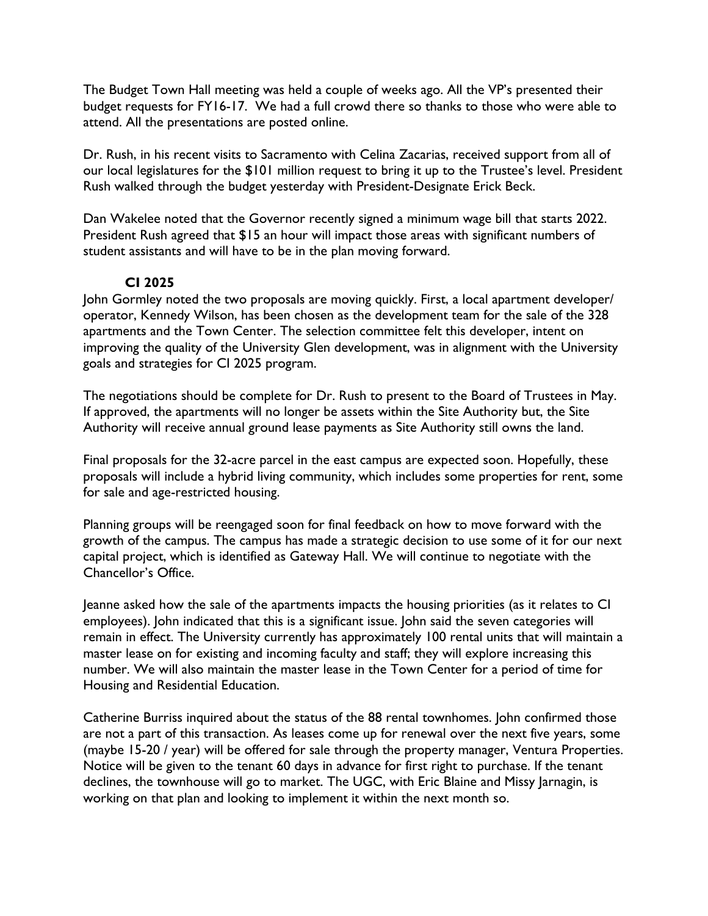The Budget Town Hall meeting was held a couple of weeks ago. All the VP's presented their budget requests for FY16-17. We had a full crowd there so thanks to those who were able to attend. All the presentations are posted online.

Dr. Rush, in his recent visits to Sacramento with Celina Zacarias, received support from all of our local legislatures for the $101 million request to bring it up to the Trustee's level. President Rush walked through the budget yesterday with President-Designate Erick Beck.

Dan Wakelee noted that the Governor recently signed a minimum wage bill that starts 2022. President Rush agreed that $15 an hour will impact those areas with significant numbers of student assistants and will have to be in the plan moving forward.

**CI 2025**

John Gormley noted the two proposals are moving quickly. First, a local apartment developer/ operator, Kennedy Wilson, has been chosen as the development team for the sale of the 328 apartments and the Town Center. The selection committee felt this developer, intent on improving the quality of the University Glen development, was in alignment with the University goals and strategies for CI 2025 program.

The negotiations should be complete for Dr. Rush to present to the Board of Trustees in May. If approved, the apartments will no longer be assets within the Site Authority but, the Site Authority will receive annual ground lease payments as Site Authority still owns the land.

Final proposals for the 32-acre parcel in the east campus are expected soon. Hopefully, these proposals will include a hybrid living community, which includes some properties for rent, some for sale and age-restricted housing.

Planning groups will be reengaged soon for final feedback on how to move forward with the growth of the campus. The campus has made a strategic decision to use some of it for our next capital project, which is identified as Gateway Hall. We will continue to negotiate with the Chancellor's Office.

Jeanne asked how the sale of the apartments impacts the housing priorities (as it relates to CI employees). John indicated that this is a significant issue. John said the seven categories will remain in effect. The University currently has approximately 100 rental units that will maintain a master lease on for existing and incoming faculty and staff; they will explore increasing this number. We will also maintain the master lease in the Town Center for a period of time for Housing and Residential Education.

Catherine Burriss inquired about the status of the 88 rental townhomes. John confirmed those are not a part of this transaction. As leases come up for renewal over the next five years, some (maybe 15-20 / year) will be offered for sale through the property manager, Ventura Properties. Notice will be given to the tenant 60 days in advance for first right to purchase. If the tenant declines, the townhouse will go to market. The UGC, with Eric Blaine and Missy Jarnagin, is working on that plan and looking to implement it within the next month so.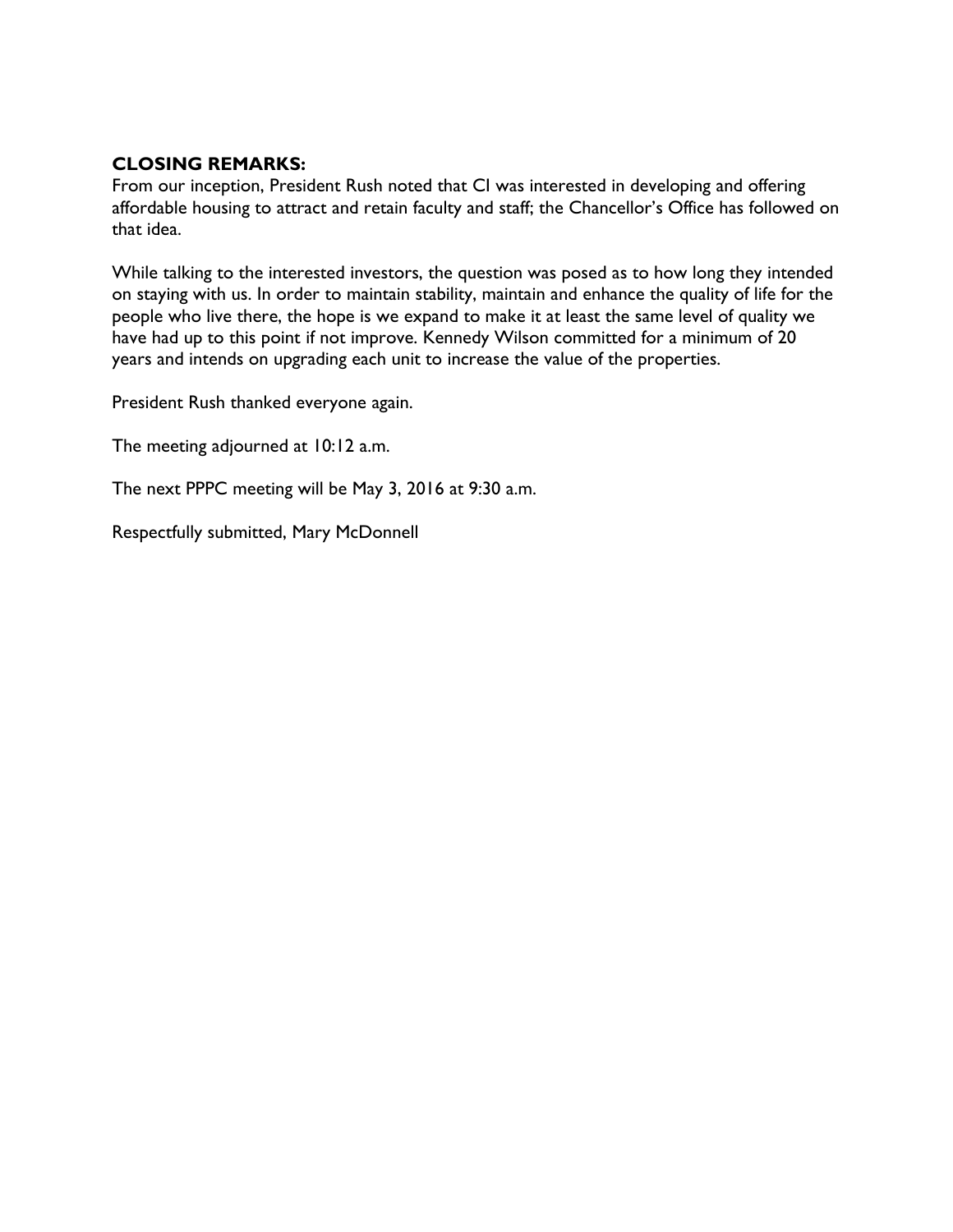**CLOSING REMARKS:**
From our inception, President Rush noted that CI was interested in developing and offering affordable housing to attract and retain faculty and staff; the Chancellor's Office has followed on that idea.

While talking to the interested investors, the question was posed as to how long they intended on staying with us. In order to maintain stability, maintain and enhance the quality of life for the people who live there, the hope is we expand to make it at least the same level of quality we have had up to this point if not improve. Kennedy Wilson committed for a minimum of 20 years and intends on upgrading each unit to increase the value of the properties.

President Rush thanked everyone again.

The meeting adjourned at 10:12 a.m.

The next PPPC meeting will be May 3, 2016 at 9:30 a.m.

Respectfully submitted, Mary McDonnell